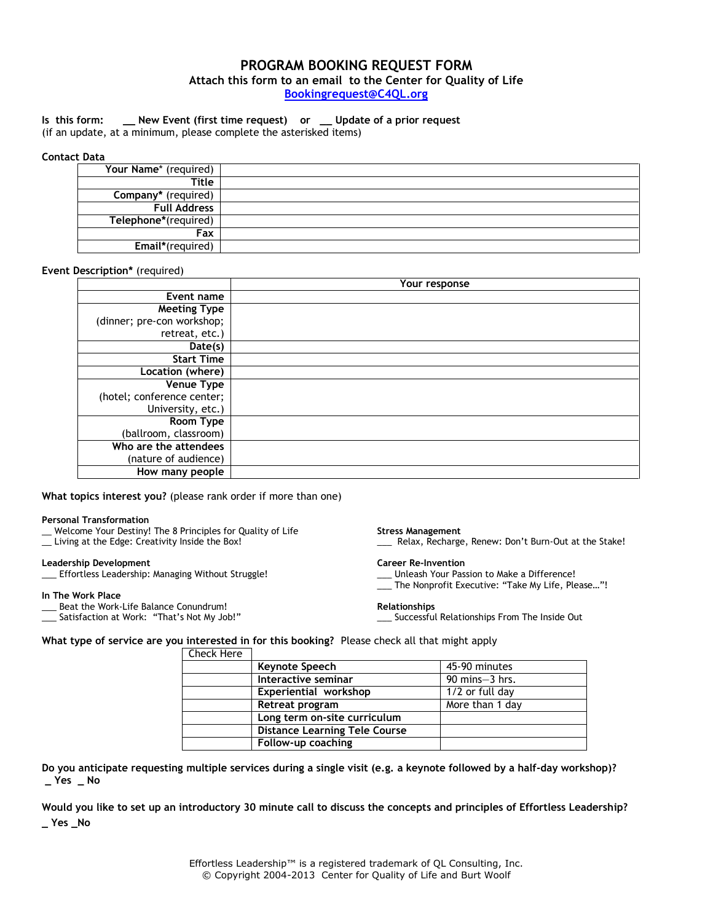# PROGRAM BOOKING REQUEST FORM

**Attach this form to an email to the Center for Quality of Life**

**Bookingrequest@C4QL.org**

**Is this form: __ New Event (first time request) or __ Update of a prior request**
(if an update, at a minimum, please complete the asterisked items)

**Contact Data**

| | |
|---|---|
| **Your Name*** (required) | |
| **Title** | |
| **Company*** (required) | |
| **Full Address** | |
| **Telephone***(required) | |
| **Fax** | |
| **Email***(required) | |

**Event Description*** (required)

| | Your response |
|---|---|
| **Event name** | |
| **Meeting Type** (dinner; pre-con workshop; retreat, etc.) | |
| **Date(s)** | |
| **Start Time** | |
| **Location (where)** | |
| **Venue Type** (hotel; conference center; University, etc.) | |
| **Room Type** (ballroom, classroom) | |
| **Who are the attendees** (nature of audience) | |
| **How many people** | |

**What topics interest you?** (please rank order if more than one)

**Personal Transformation**
__ Welcome Your Destiny! The 8 Principles for Quality of Life
__ Living at the Edge: Creativity Inside the Box!

**Leadership Development**
___ Effortless Leadership: Managing Without Struggle!

**In The Work Place**
___ Beat the Work-Life Balance Conundrum!
___ Satisfaction at Work: "That's Not My Job!"

**Stress Management**
___ Relax, Recharge, Renew: Don't Burn-Out at the Stake!

**Career Re-Invention**
___ Unleash Your Passion to Make a Difference!
___ The Nonprofit Executive: "Take My Life, Please…"!

**Relationships**
___ Successful Relationships From The Inside Out

**What type of service are you interested in for this booking?** Please check all that apply

| Check Here | | |
|---|---|---|
| | **Keynote Speech** | 45-90 minutes |
| | **Interactive seminar** | 90 mins—3 hrs. |
| | **Experiential workshop** | 1/2 or full day |
| | **Retreat program** | More than 1 day |
| | **Long term on-site curriculum** | |
| | **Distance Learning Tele Course** | |
| | **Follow-up coaching** | |

**Do you anticipate requesting multiple services during a single visit (e.g. a keynote followed by a half-day workshop)?**
**_ Yes _ No**

**Would you like to set up an introductory 30 minute call to discuss the concepts and principles of Effortless Leadership?**
**_ Yes _No**

Effortless Leadership™ is a registered trademark of QL Consulting, Inc.
© Copyright 2004-2013 Center for Quality of Life and Burt Woolf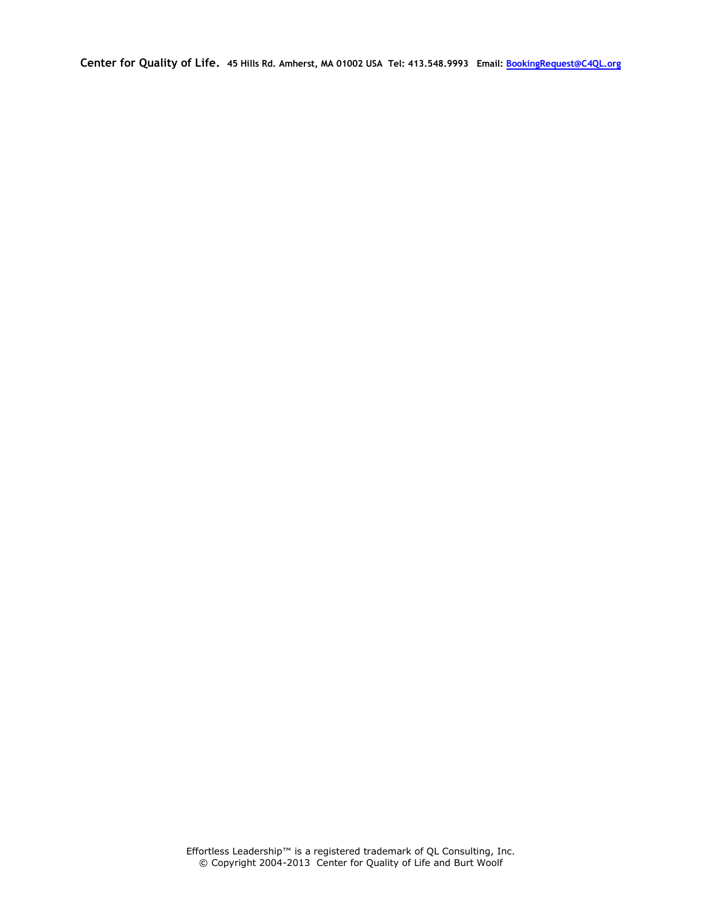**Center for Quality of Life.** **45 Hills Rd. Amherst, MA 01002 USA Tel: 413.548.9993 Email: BookingRequest@C4QL.org**

Effortless Leadership™ is a registered trademark of QL Consulting, Inc.
© Copyright 2004-2013 Center for Quality of Life and Burt Woolf